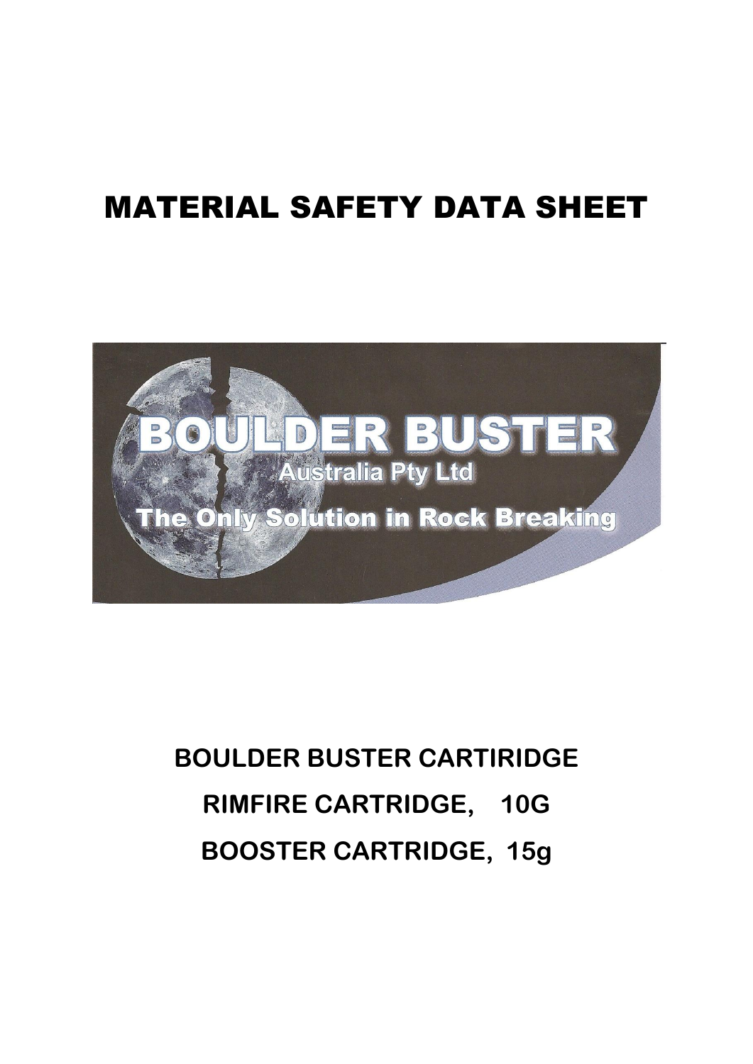# MATERIAL SAFETY DATA SHEET

BOULDER BUSTER
Australia Pty Ltd
The Only Solution in Rock Breaking

## BOULDER BUSTER CARTIRIDGE

## RIMFIRE CARTRIDGE, 10G

## BOOSTER CARTRIDGE, 15g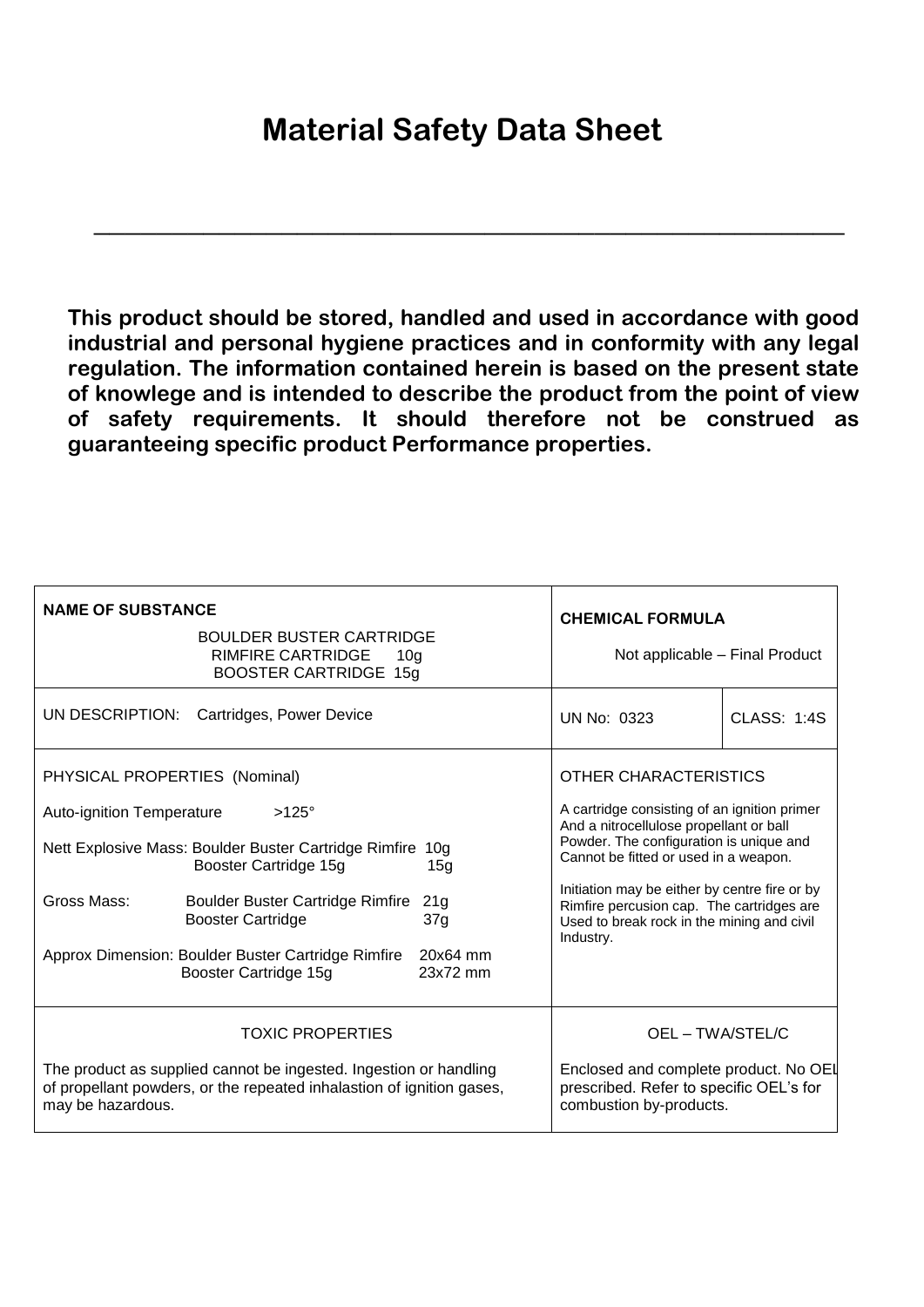# Material Safety Data Sheet

---

**This product should be stored, handled and used in accordance with good industrial and personal hygiene practices and in conformity with any legal regulation. The information contained herein is based on the present state of knowlege and is intended to describe the product from the point of view of safety requirements. It should therefore not be construed as guaranteeing specific product Performance properties.**

| **NAME OF SUBSTANCE**<br>BOULDER BUSTER CARTRIDGE<br>RIMFIRE CARTRIDGE 10g<br>BOOSTER CARTRIDGE 15g | **CHEMICAL FORMULA**<br>Not applicable – Final Product | |
|---|---|---|
| UN DESCRIPTION: Cartridges, Power Device | UN No: 0323 | CLASS: 1:4S |
| PHYSICAL PROPERTIES (Nominal)<br><br>Auto-ignition Temperature >125°<br><br>Nett Explosive Mass: Boulder Buster Cartridge Rimfire 10g<br>Booster Cartridge 15g 15g<br><br>Gross Mass: Boulder Buster Cartridge Rimfire 21g<br>Booster Cartridge 37g<br><br>Approx Dimension: Boulder Buster Cartridge Rimfire 20x64 mm<br>Booster Cartridge 15g 23x72 mm | OTHER CHARACTERISTICS<br><br>A cartridge consisting of an ignition primer And a nitrocellulose propellant or ball Powder. The configuration is unique and Cannot be fitted or used in a weapon.<br><br>Initiation may be either by centre fire or by Rimfire percusion cap. The cartridges are Used to break rock in the mining and civil Industry. | |
| TOXIC PROPERTIES<br><br>The product as supplied cannot be ingested. Ingestion or handling of propellant powders, or the repeated inhalastion of ignition gases, may be hazardous. | OEL – TWA/STEL/C<br><br>Enclosed and complete product. No OEL prescribed. Refer to specific OEL's for combustion by-products. | |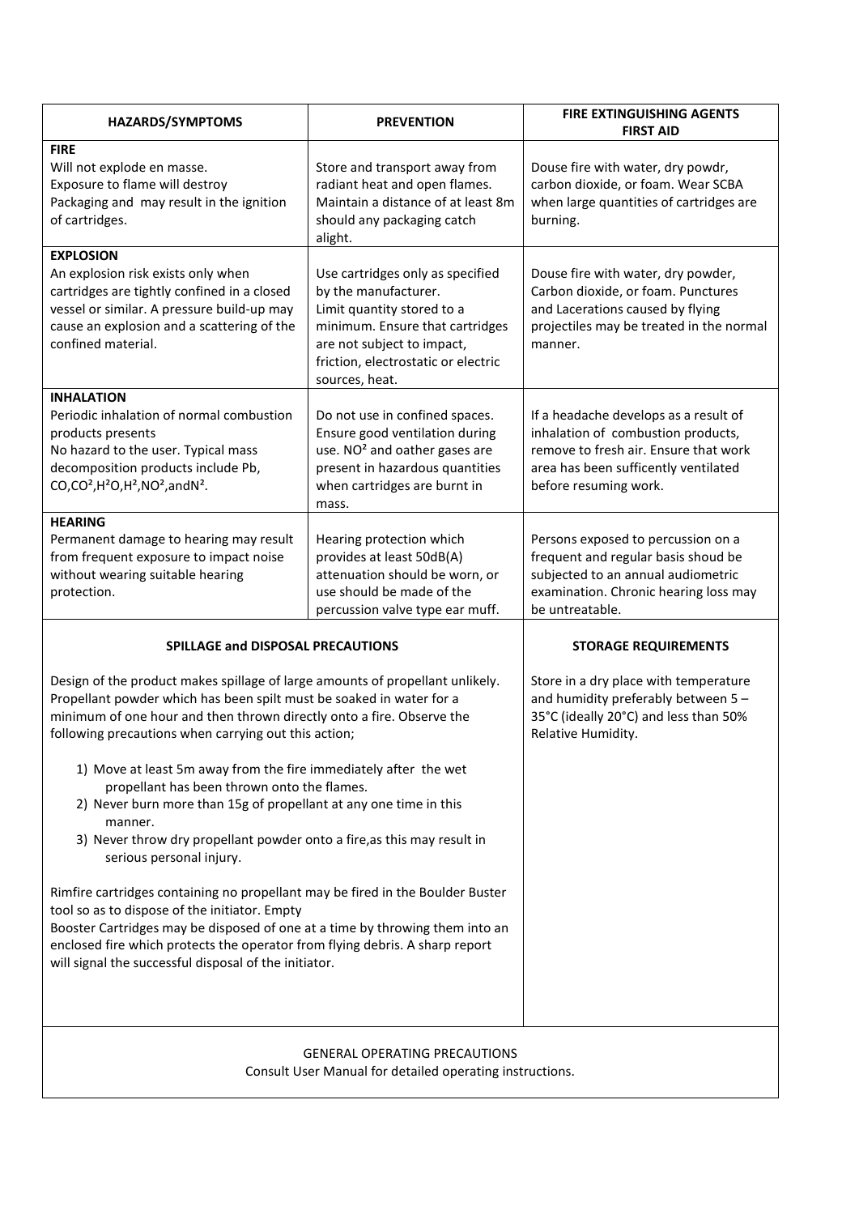| HAZARDS/SYMPTOMS | PREVENTION | FIRE EXTINGUISHING AGENTS FIRST AID |
|---|---|---|
| **FIRE**<br>Will not explode en masse.<br>Exposure to flame will destroy<br>Packaging and may result in the ignition of cartridges. | Store and transport away from radiant heat and open flames. Maintain a distance of at least 8m should any packaging catch alight. | Douse fire with water, dry powdr, carbon dioxide, or foam. Wear SCBA when large quantities of cartridges are burning. |
| **EXPLOSION**<br>An explosion risk exists only when cartridges are tightly confined in a closed vessel or similar. A pressure build-up may cause an explosion and a scattering of the confined material. | Use cartridges only as specified by the manufacturer.<br>Limit quantity stored to a minimum. Ensure that cartridges are not subject to impact, friction, electrostatic or electric sources, heat. | Douse fire with water, dry powder, Carbon dioxide, or foam. Punctures and Lacerations caused by flying projectiles may be treated in the normal manner. |
| **INHALATION**<br>Periodic inhalation of normal combustion products presents<br>No hazard to the user. Typical mass decomposition products include Pb, CO,$CO^2$,$H^2O$,$H^2$,$NO^2$,and$N^2$. | Do not use in confined spaces. Ensure good ventilation during use. $NO^2$ and oather gases are present in hazardous quantities when cartridges are burnt in mass. | If a headache develops as a result of inhalation of combustion products, remove to fresh air. Ensure that work area has been sufficently ventilated before resuming work. |
| **HEARING**<br>Permanent damage to hearing may result from frequent exposure to impact noise without wearing suitable hearing protection. | Hearing protection which provides at least 50dB(A) attenuation should be worn, or use should be made of the percussion valve type ear muff. | Persons exposed to percussion on a frequent and regular basis shoud be subjected to an annual audiometric examination. Chronic hearing loss may be untreatable. |

| SPILLAGE and DISPOSAL PRECAUTIONS | STORAGE REQUIREMENTS |
|---|---|
| Design of the product makes spillage of large amounts of propellant unlikely. Propellant powder which has been spilt must be soaked in water for a minimum of one hour and then thrown directly onto a fire. Observe the following precautions when carrying out this action;<br><br>1) Move at least 5m away from the fire immediately after the wet propellant has been thrown onto the flames.<br>2) Never burn more than 15g of propellant at any one time in this manner.<br>3) Never throw dry propellant powder onto a fire,as this may result in serious personal injury.<br><br>Rimfire cartridges containing no propellant may be fired in the Boulder Buster tool so as to dispose of the initiator. Empty<br>Booster Cartridges may be disposed of one at a time by throwing them into an enclosed fire which protects the operator from flying debris. A sharp report will signal the successful disposal of the initiator. | Store in a dry place with temperature and humidity preferably between 5 – 35°C (ideally 20°C) and less than 50% Relative Humidity. |

GENERAL OPERATING PRECAUTIONS

Consult User Manual for detailed operating instructions.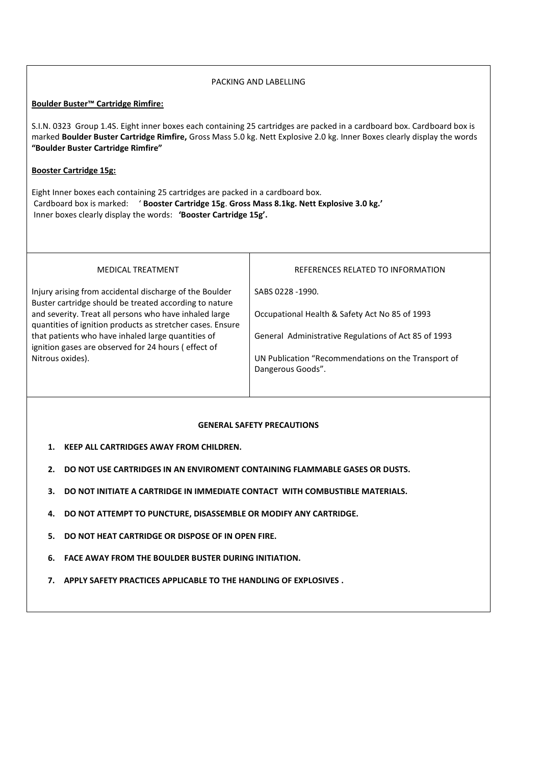PACKING AND LABELLING

**Boulder Buster™ Cartridge Rimfire:**

S.I.N. 0323 Group 1.4S. Eight inner boxes each containing 25 cartridges are packed in a cardboard box. Cardboard box is marked **Boulder Buster Cartridge Rimfire,** Gross Mass 5.0 kg. Nett Explosive 2.0 kg. Inner Boxes clearly display the words **"Boulder Buster Cartridge Rimfire"**

**Booster Cartridge 15g:**

Eight Inner boxes each containing 25 cartridges are packed in a cardboard box.
Cardboard box is marked: ' **Booster Cartridge 15g**. **Gross Mass 8.1kg. Nett Explosive 3.0 kg.'**
Inner boxes clearly display the words: **'Booster Cartridge 15g'.**

MEDICAL TREATMENT

Injury arising from accidental discharge of the Boulder Buster cartridge should be treated according to nature and severity. Treat all persons who have inhaled large quantities of ignition products as stretcher cases. Ensure that patients who have inhaled large quantities of ignition gases are observed for 24 hours ( effect of Nitrous oxides).

REFERENCES RELATED TO INFORMATION

SABS 0228 -1990.

Occupational Health & Safety Act No 85 of 1993

General Administrative Regulations of Act 85 of 1993

UN Publication "Recommendations on the Transport of Dangerous Goods".

**GENERAL SAFETY PRECAUTIONS**

1. **KEEP ALL CARTRIDGES AWAY FROM CHILDREN.**
2. **DO NOT USE CARTRIDGES IN AN ENVIROMENT CONTAINING FLAMMABLE GASES OR DUSTS.**
3. **DO NOT INITIATE A CARTRIDGE IN IMMEDIATE CONTACT WITH COMBUSTIBLE MATERIALS.**
4. **DO NOT ATTEMPT TO PUNCTURE, DISASSEMBLE OR MODIFY ANY CARTRIDGE.**
5. **DO NOT HEAT CARTRIDGE OR DISPOSE OF IN OPEN FIRE.**
6. **FACE AWAY FROM THE BOULDER BUSTER DURING INITIATION.**
7. **APPLY SAFETY PRACTICES APPLICABLE TO THE HANDLING OF EXPLOSIVES .**